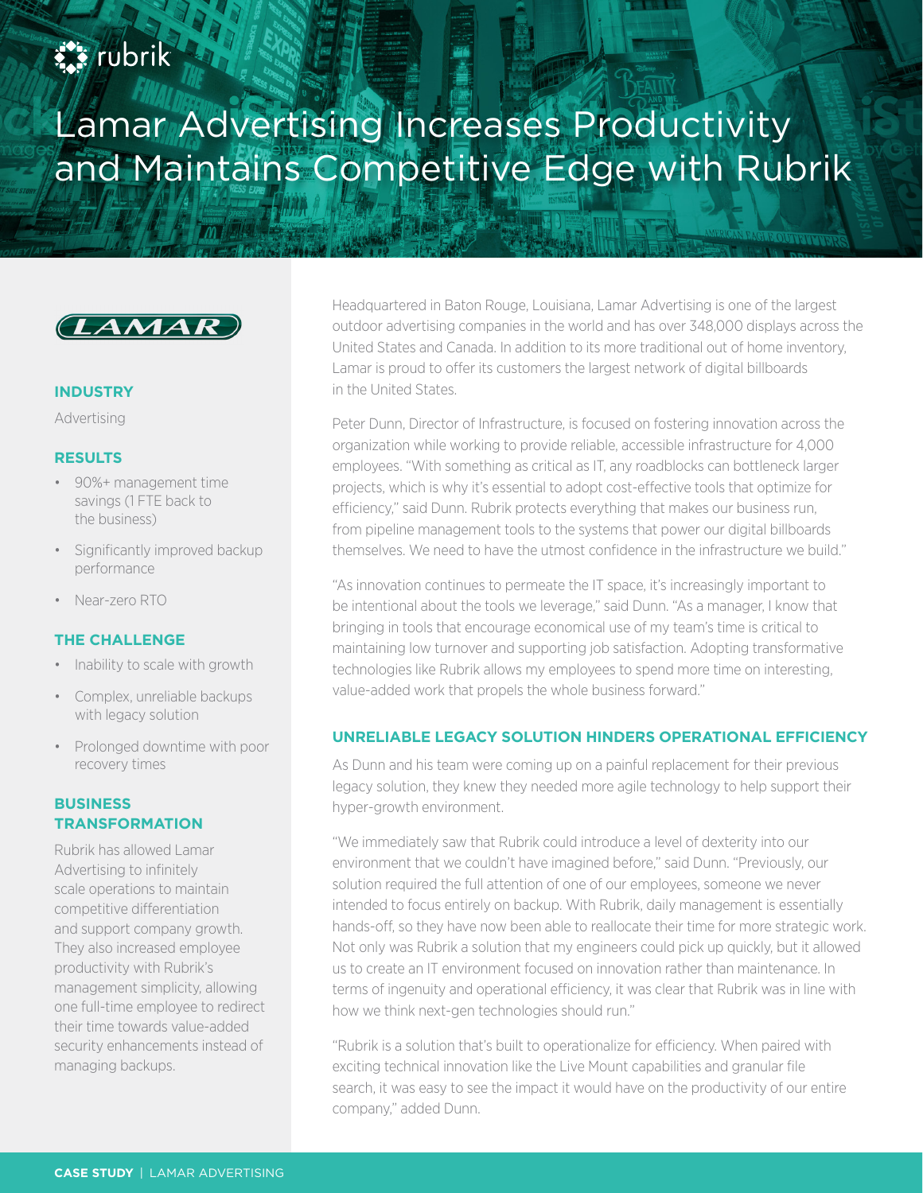# Lamar Advertising Increases Productivity and Maintains Competitive Edge with Rubrik

### INDUSTRY

Advertising

### RESULTS

- 90%+ management time savings (1 FTE back to the business)
- Significantly improved backup performance
- Near-zero RTO

### THE CHALLENGE

- Inability to scale with growth
- Complex, unreliable backups with legacy solution
- Prolonged downtime with poor recovery times

### BUSINESS TRANSFORMATION

Rubrik has allowed Lamar Advertising to infinitely scale operations to maintain competitive differentiation and support company growth. They also increased employee productivity with Rubrik's management simplicity, allowing one full-time employee to redirect their time towards value-added security enhancements instead of managing backups.

Headquartered in Baton Rouge, Louisiana, Lamar Advertising is one of the largest outdoor advertising companies in the world and has over 348,000 displays across the United States and Canada. In addition to its more traditional out of home inventory, Lamar is proud to offer its customers the largest network of digital billboards in the United States.

Peter Dunn, Director of Infrastructure, is focused on fostering innovation across the organization while working to provide reliable, accessible infrastructure for 4,000 employees. "With something as critical as IT, any roadblocks can bottleneck larger projects, which is why it's essential to adopt cost-effective tools that optimize for efficiency," said Dunn. Rubrik protects everything that makes our business run, from pipeline management tools to the systems that power our digital billboards themselves. We need to have the utmost confidence in the infrastructure we build."

"As innovation continues to permeate the IT space, it's increasingly important to be intentional about the tools we leverage," said Dunn. "As a manager, I know that bringing in tools that encourage economical use of my team's time is critical to maintaining low turnover and supporting job satisfaction. Adopting transformative technologies like Rubrik allows my employees to spend more time on interesting, value-added work that propels the whole business forward."

## UNRELIABLE LEGACY SOLUTION HINDERS OPERATIONAL EFFICIENCY

As Dunn and his team were coming up on a painful replacement for their previous legacy solution, they knew they needed more agile technology to help support their hyper-growth environment.

"We immediately saw that Rubrik could introduce a level of dexterity into our environment that we couldn't have imagined before," said Dunn. "Previously, our solution required the full attention of one of our employees, someone we never intended to focus entirely on backup. With Rubrik, daily management is essentially hands-off, so they have now been able to reallocate their time for more strategic work. Not only was Rubrik a solution that my engineers could pick up quickly, but it allowed us to create an IT environment focused on innovation rather than maintenance. In terms of ingenuity and operational efficiency, it was clear that Rubrik was in line with how we think next-gen technologies should run."

"Rubrik is a solution that's built to operationalize for efficiency. When paired with exciting technical innovation like the Live Mount capabilities and granular file search, it was easy to see the impact it would have on the productivity of our entire company," added Dunn.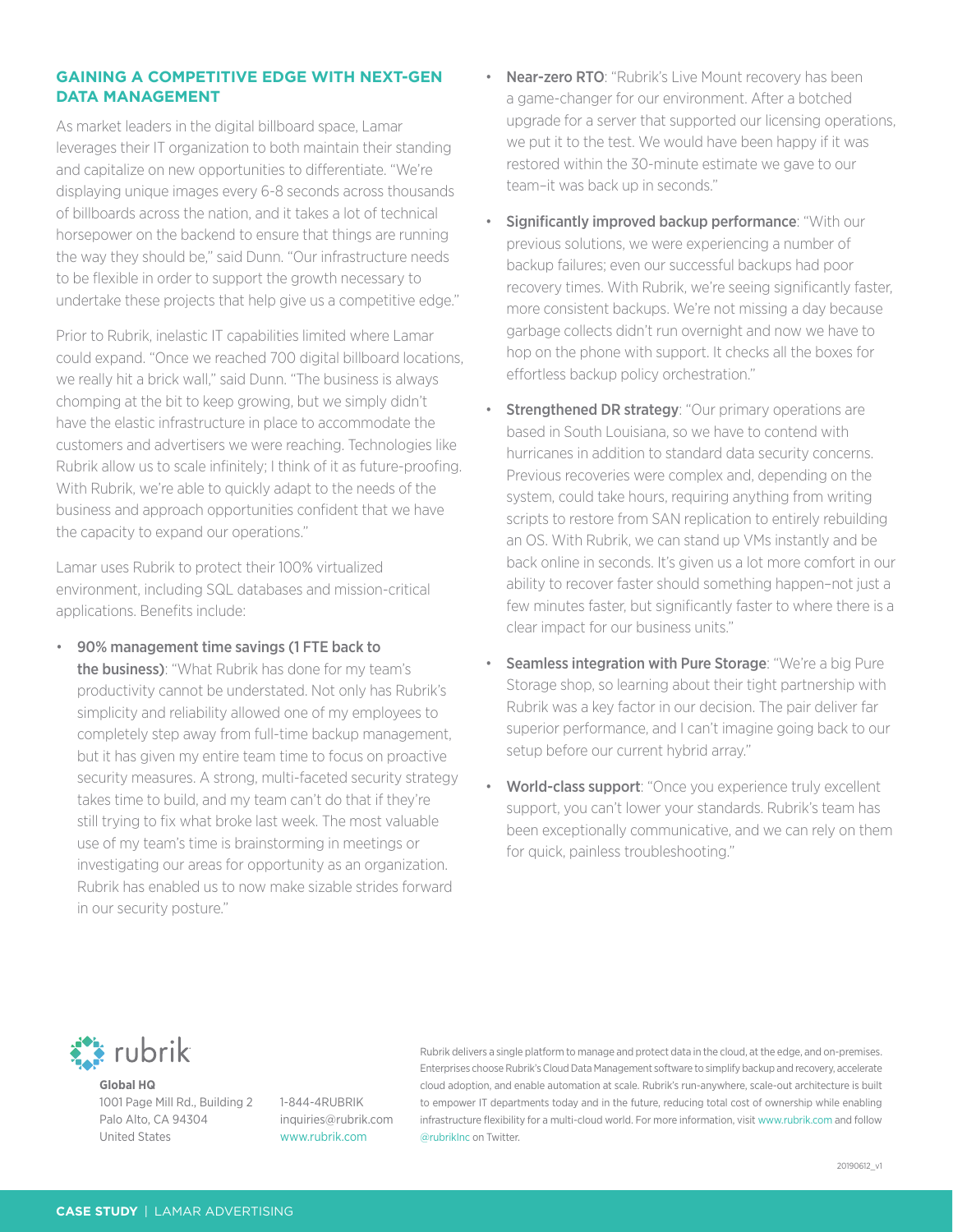## GAINING A COMPETITIVE EDGE WITH NEXT-GEN DATA MANAGEMENT

As market leaders in the digital billboard space, Lamar leverages their IT organization to both maintain their standing and capitalize on new opportunities to differentiate. "We're displaying unique images every 6-8 seconds across thousands of billboards across the nation, and it takes a lot of technical horsepower on the backend to ensure that things are running the way they should be," said Dunn. "Our infrastructure needs to be flexible in order to support the growth necessary to undertake these projects that help give us a competitive edge."

Prior to Rubrik, inelastic IT capabilities limited where Lamar could expand. "Once we reached 700 digital billboard locations, we really hit a brick wall," said Dunn. "The business is always chomping at the bit to keep growing, but we simply didn't have the elastic infrastructure in place to accommodate the customers and advertisers we were reaching. Technologies like Rubrik allow us to scale infinitely; I think of it as future-proofing. With Rubrik, we're able to quickly adapt to the needs of the business and approach opportunities confident that we have the capacity to expand our operations."

Lamar uses Rubrik to protect their 100% virtualized environment, including SQL databases and mission-critical applications. Benefits include:

- **90% management time savings (1 FTE back to the business)**: "What Rubrik has done for my team's productivity cannot be understated. Not only has Rubrik's simplicity and reliability allowed one of my employees to completely step away from full-time backup management, but it has given my entire team time to focus on proactive security measures. A strong, multi-faceted security strategy takes time to build, and my team can't do that if they're still trying to fix what broke last week. The most valuable use of my team's time is brainstorming in meetings or investigating our areas for opportunity as an organization. Rubrik has enabled us to now make sizable strides forward in our security posture."
- **Near-zero RTO**: "Rubrik's Live Mount recovery has been a game-changer for our environment. After a botched upgrade for a server that supported our licensing operations, we put it to the test. We would have been happy if it was restored within the 30-minute estimate we gave to our team–it was back up in seconds."
- **Significantly improved backup performance**: "With our previous solutions, we were experiencing a number of backup failures; even our successful backups had poor recovery times. With Rubrik, we're seeing significantly faster, more consistent backups. We're not missing a day because garbage collects didn't run overnight and now we have to hop on the phone with support. It checks all the boxes for effortless backup policy orchestration."
- **Strengthened DR strategy**: "Our primary operations are based in South Louisiana, so we have to contend with hurricanes in addition to standard data security concerns. Previous recoveries were complex and, depending on the system, could take hours, requiring anything from writing scripts to restore from SAN replication to entirely rebuilding an OS. With Rubrik, we can stand up VMs instantly and be back online in seconds. It's given us a lot more comfort in our ability to recover faster should something happen–not just a few minutes faster, but significantly faster to where there is a clear impact for our business units."
- **Seamless integration with Pure Storage**: "We're a big Pure Storage shop, so learning about their tight partnership with Rubrik was a key factor in our decision. The pair deliver far superior performance, and I can't imagine going back to our setup before our current hybrid array."
- **World-class support**: "Once you experience truly excellent support, you can't lower your standards. Rubrik's team has been exceptionally communicative, and we can rely on them for quick, painless troubleshooting."

rubrik

**Global HQ**
1001 Page Mill Rd., Building 2
Palo Alto, CA 94304
United States

1-844-4RUBRIK
inquiries@rubrik.com
www.rubrik.com

Rubrik delivers a single platform to manage and protect data in the cloud, at the edge, and on-premises. Enterprises choose Rubrik's Cloud Data Management software to simplify backup and recovery, accelerate cloud adoption, and enable automation at scale. Rubrik's run-anywhere, scale-out architecture is built to empower IT departments today and in the future, reducing total cost of ownership while enabling infrastructure flexibility for a multi-cloud world. For more information, visit www.rubrik.com and follow @rubrikInc on Twitter.

20190612_v1